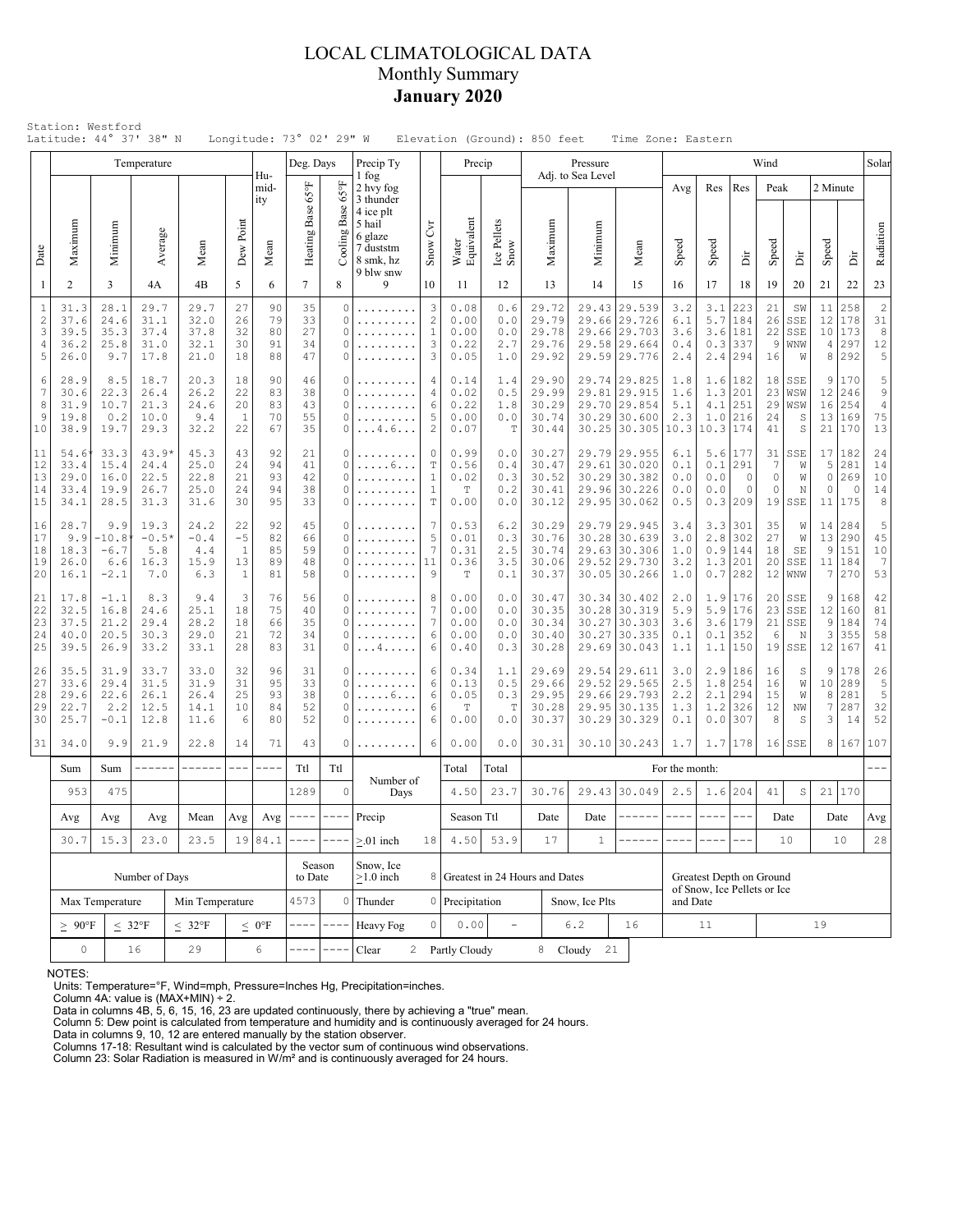# LOCAL CLIMATOLOGICAL DATA
## Monthly Summary
## January 2020

Station: Westford
Latitude: 44° 37' 38" N Longitude: 73° 02' 29" W Elevation (Ground): 850 feet Time Zone: Eastern

| Date | Temperature Maximum | Temperature Minimum | Temperature Average | Temperature Mean | Dew Point | Humidity Mean | Deg. Days Heating Base 65°F | Deg. Days Cooling Base 65°F | Precip Ty (1 fog, 2 hvy fog, 3 thunder, 4 ice plt, 5 hail, 6 glaze, 7 duststm, 8 smk, hz, 9 blw snw) | Snow Cvr | Precip Water Equivalent | Precip Ice Pellets Snow | Pressure Adj. to Sea Level Maximum | Pressure Minimum | Pressure Mean | Wind Avg Speed | Wind Res Speed | Wind Res Dir | Wind Peak Speed | Wind Peak Dir | Wind 2 Minute Speed | Wind 2 Minute Dir | Solar Radiation |
|---|---|---|---|---|---|---|---|---|---|---|---|---|---|---|---|---|---|---|---|---|---|---|---|
| 1 | 2 | 3 | 4A | 4B | 5 | 6 | 7 | 8 | 9 | 10 | 11 | 12 | 13 | 14 | 15 | 16 | 17 | 18 | 19 | 20 | 21 | 22 | 23 |
| 1 | 31.3 | 28.1 | 29.7 | 29.7 | 27 | 90 | 35 | 0 | ......... | 3 | 0.08 | 0.6 | 29.72 | 29.43 | 29.539 | 3.2 | 3.1 | 223 | 21 | SW | 11 | 258 | 2 |
| 2 | 37.6 | 24.6 | 31.1 | 32.0 | 26 | 79 | 33 | 0 | ......... | 2 | 0.00 | 0.0 | 29.79 | 29.66 | 29.726 | 6.1 | 5.7 | 184 | 26 | SSE | 12 | 178 | 31 |
| 3 | 39.5 | 35.3 | 37.4 | 37.8 | 32 | 80 | 27 | 0 | ......... | 1 | 0.00 | 0.0 | 29.78 | 29.66 | 29.703 | 3.6 | 3.6 | 181 | 22 | SSE | 10 | 173 | 8 |
| 4 | 36.2 | 25.8 | 31.0 | 32.1 | 30 | 91 | 34 | 0 | ......... | 3 | 0.22 | 2.7 | 29.76 | 29.58 | 29.664 | 0.4 | 0.3 | 337 | 9 | WNW | 4 | 297 | 12 |
| 5 | 26.0 | 9.7 | 17.8 | 21.0 | 18 | 88 | 47 | 0 | ......... | 3 | 0.05 | 1.0 | 29.92 | 29.59 | 29.776 | 2.4 | 2.4 | 294 | 16 | W | 8 | 292 | 5 |
| 6 | 28.9 | 8.5 | 18.7 | 20.3 | 18 | 90 | 46 | 0 | ......... | 4 | 0.14 | 1.4 | 29.90 | 29.74 | 29.825 | 1.8 | 1.6 | 182 | 18 | SSE | 9 | 170 | 5 |
| 7 | 30.6 | 22.3 | 26.4 | 26.2 | 22 | 83 | 38 | 0 | ......... | 4 | 0.02 | 0.5 | 29.99 | 29.81 | 29.915 | 1.6 | 1.3 | 201 | 23 | WSW | 12 | 246 | 9 |
| 8 | 31.9 | 10.7 | 21.3 | 24.6 | 20 | 83 | 43 | 0 | ......... | 6 | 0.22 | 1.8 | 30.29 | 29.70 | 29.854 | 5.1 | 4.1 | 251 | 29 | WSW | 16 | 254 | 4 |
| 9 | 19.8 | 0.2 | 10.0 | 9.4 | 1 | 70 | 55 | 0 | ......... | 5 | 0.00 | 0.0 | 30.74 | 30.29 | 30.600 | 2.3 | 1.0 | 216 | 24 | S | 13 | 169 | 75 |
| 10 | 38.9 | 19.7 | 29.3 | 32.2 | 22 | 67 | 35 | 0 | ...4.6.... | 2 | 0.07 | T | 30.44 | 30.25 | 30.305 | 10.3 | 10.3 | 174 | 41 | S | 21 | 170 | 13 |
| 11 | 54.6* | 33.3 | 43.9* | 45.3 | 43 | 92 | 21 | 0 | ......... | 0 | 0.99 | 0.0 | 30.27 | 29.79 | 29.955 | 6.1 | 5.6 | 177 | 31 | SSE | 17 | 182 | 24 |
| 12 | 33.4 | 15.4 | 24.4 | 25.0 | 24 | 94 | 41 | 0 | .....6... | T | 0.56 | 0.4 | 30.47 | 29.61 | 30.020 | 0.1 | 0.1 | 291 | 7 | W | 5 | 281 | 14 |
| 13 | 29.0 | 16.0 | 22.5 | 22.8 | 21 | 93 | 42 | 0 | ......... | 1 | 0.02 | 0.3 | 30.52 | 30.29 | 30.382 | 0.0 | 0.0 | 0 | 0 | W | 0 | 269 | 10 |
| 14 | 33.4 | 19.9 | 26.7 | 25.0 | 24 | 94 | 38 | 0 | ......... | 1 | T | 0.2 | 30.41 | 29.96 | 30.226 | 0.0 | 0.0 | 0 | 0 | N | 0 | 0 | 14 |
| 15 | 34.1 | 28.5 | 31.3 | 31.6 | 30 | 95 | 33 | 0 | ......... | T | 0.00 | 0.0 | 30.12 | 29.95 | 30.062 | 0.5 | 0.3 | 209 | 19 | SSE | 11 | 175 | 8 |
| 16 | 28.7 | 9.9 | 19.3 | 24.2 | 22 | 92 | 45 | 0 | ......... | 7 | 0.53 | 6.2 | 30.29 | 29.79 | 29.945 | 3.4 | 3.3 | 301 | 35 | W | 14 | 284 | 5 |
| 17 | 9.9 | -10.8* | -0.5* | -0.4 | -5 | 82 | 66 | 0 | ......... | 5 | 0.01 | 0.3 | 30.76 | 30.28 | 30.639 | 3.0 | 2.8 | 302 | 27 | W | 13 | 290 | 45 |
| 18 | 18.3 | -6.7 | 5.8 | 4.4 | 1 | 85 | 59 | 0 | ......... | 7 | 0.31 | 2.5 | 30.74 | 29.63 | 30.306 | 1.0 | 0.9 | 144 | 18 | SE | 9 | 151 | 10 |
| 19 | 26.0 | 6.6 | 16.3 | 15.9 | 13 | 89 | 48 | 0 | ......... | 11 | 0.36 | 3.5 | 30.06 | 29.52 | 29.730 | 3.2 | 1.3 | 201 | 20 | SSE | 11 | 184 | 7 |
| 20 | 16.1 | -2.1 | 7.0 | 6.3 | 1 | 81 | 58 | 0 | ......... | 9 | T | 0.1 | 30.37 | 30.05 | 30.266 | 1.0 | 0.7 | 282 | 12 | WNW | 7 | 270 | 53 |
| 21 | 17.8 | -1.1 | 8.3 | 9.4 | 3 | 76 | 56 | 0 | ......... | 8 | 0.00 | 0.0 | 30.47 | 30.34 | 30.402 | 2.0 | 1.9 | 176 | 20 | SSE | 9 | 168 | 42 |
| 22 | 32.5 | 16.8 | 24.6 | 25.1 | 18 | 75 | 40 | 0 | ......... | 7 | 0.00 | 0.0 | 30.35 | 30.28 | 30.319 | 5.9 | 5.9 | 176 | 23 | SSE | 12 | 160 | 81 |
| 23 | 37.5 | 21.2 | 29.4 | 28.2 | 18 | 66 | 35 | 0 | ......... | 7 | 0.00 | 0.0 | 30.34 | 30.27 | 30.303 | 3.6 | 3.6 | 179 | 21 | SSE | 9 | 184 | 74 |
| 24 | 40.0 | 20.5 | 30.3 | 29.0 | 21 | 72 | 34 | 0 | ......... | 6 | 0.00 | 0.0 | 30.40 | 30.27 | 30.335 | 0.1 | 0.1 | 352 | 6 | N | 3 | 355 | 58 |
| 25 | 39.5 | 26.9 | 33.2 | 33.1 | 28 | 83 | 31 | 0 | ...4..... | 6 | 0.40 | 0.3 | 30.28 | 29.69 | 30.043 | 1.1 | 1.1 | 150 | 19 | SSE | 12 | 167 | 41 |
| 26 | 35.5 | 31.9 | 33.7 | 33.0 | 32 | 96 | 31 | 0 | ......... | 6 | 0.34 | 1.1 | 29.69 | 29.54 | 29.611 | 3.0 | 2.9 | 186 | 16 | S | 9 | 178 | 26 |
| 27 | 33.6 | 29.4 | 31.5 | 31.9 | 31 | 95 | 33 | 0 | ......... | 6 | 0.13 | 0.5 | 29.66 | 29.52 | 29.565 | 2.5 | 1.8 | 254 | 16 | W | 10 | 289 | 5 |
| 28 | 29.6 | 22.6 | 26.1 | 26.4 | 25 | 93 | 38 | 0 | .....6... | 6 | 0.05 | 0.3 | 29.95 | 29.66 | 29.793 | 2.2 | 2.1 | 294 | 15 | W | 8 | 281 | 5 |
| 29 | 22.7 | 2.2 | 12.5 | 14.1 | 10 | 84 | 52 | 0 | ......... | 6 | T | T | 30.28 | 29.95 | 30.135 | 1.3 | 1.2 | 326 | 12 | NW | 7 | 287 | 32 |
| 30 | 25.7 | -0.1 | 12.8 | 11.6 | 6 | 80 | 52 | 0 | ......... | 6 | 0.00 | 0.0 | 30.37 | 30.29 | 30.329 | 0.1 | 0.0 | 307 | 8 | S | 3 | 14 | 52 |
| 31 | 34.0 | 9.9 | 21.9 | 22.8 | 14 | 71 | 43 | 0 | ......... | 6 | 0.00 | 0.0 | 30.31 | 30.10 | 30.243 | 1.7 | 1.7 | 178 | 16 | SSE | 8 | 167 | 107 |

| | Sum | Sum | ------ | ------ | --- | ---- | Ttl | Ttl | Number of Days | | Total | Total | For the month: | | | | | | | | | | --- |
|---|---|---|---|---|---|---|---|---|---|---|---|---|---|---|---|---|---|---|---|---|---|---|---|
| | 953 | 475 | | | | | 1289 | 0 | | | 4.50 | 23.7 | 30.76 | 29.43 | 30.049 | 2.5 | 1.6 | 204 | 41 | S | 21 | 170 | |
| | Avg | Avg | Avg | Mean | Avg | Avg | ---- | ---- | Precip | | Season Ttl | | Date | Date | ------ | ---- | ---- | --- | Date | | Date | | Avg |
| | 30.7 | 15.3 | 23.0 | 23.5 | 19 | 84.1 | ---- | ---- | ≥.01 inch | 18 | 4.50 | 53.9 | 17 | 1 | ------ | ---- | ---- | --- | 10 | | 10 | | 28 |

| Number of Days | | | | Season to Date | | Snow, Ice ≥1.0 inch | 8 | Greatest in 24 Hours and Dates | | | | Greatest Depth on Ground of Snow, Ice Pellets or Ice and Date | |
|---|---|---|---|---|---|---|---|---|---|---|---|---|---|
| Max Temperature | | Min Temperature | | 4573 | 0 | Thunder | 0 | Precipitation | | Snow, Ice Plts | | | |
| ≥ 90°F | ≤ 32°F | ≤ 32°F | ≤ 0°F | ---- | ---- | Heavy Fog | 0 | 0.00 | - | 6.2 | 16 | 11 | 19 |
| 0 | 16 | 29 | 6 | ---- | ---- | Clear | 2 | Partly Cloudy | 8 | Cloudy | 21 | | |

NOTES:
Units: Temperature=°F, Wind=mph, Pressure=Inches Hg, Precipitation=inches.
Column 4A: value is (MAX+MIN) ÷ 2.
Data in columns 4B, 5, 6, 15, 16, 23 are updated continuously, there by achieving a "true" mean.
Column 5: Dew point is calculated from temperature and humidity and is continuously averaged for 24 hours.
Data in columns 9, 10, 12 are entered manually by the station observer.
Columns 17-18: Resultant wind is calculated by the vector sum of continuous wind observations.
Column 23: Solar Radiation is measured in W/m² and is continuously averaged for 24 hours.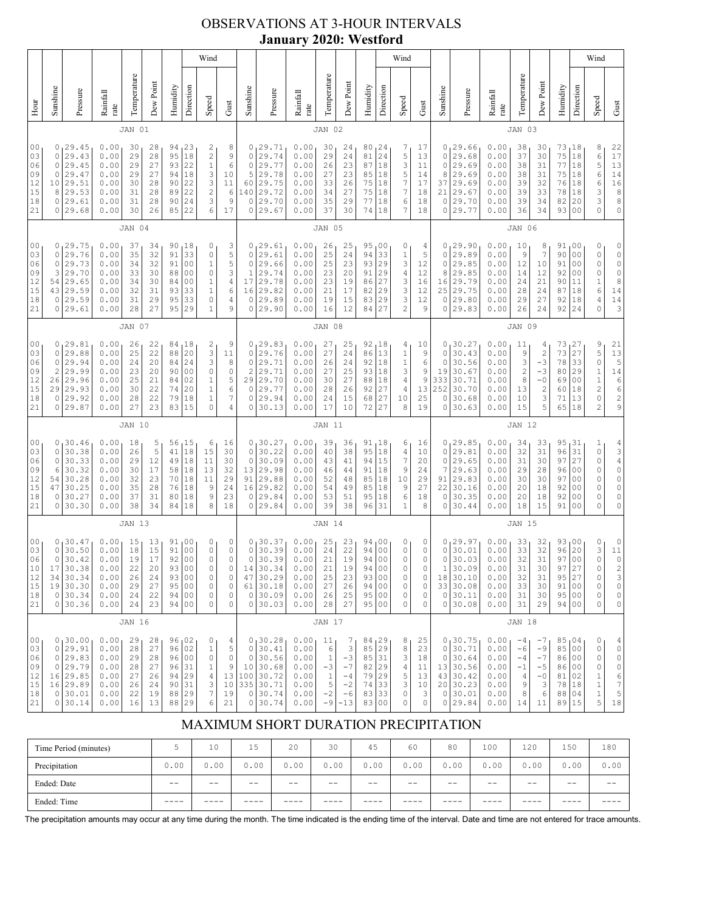# OBSERVATIONS AT 3-HOUR INTERVALS

## January 2020: Westford

### JAN 01 / JAN 02 / JAN 03

| Hour | Sunshine | Pressure | Rainfall rate | Temperature | Dew Point | Humidity | Wind Direction | Wind Speed | Wind Gust | Sunshine | Pressure | Rainfall rate | Temperature | Dew Point | Humidity | Wind Direction | Wind Speed | Wind Gust | Sunshine | Pressure | Rainfall rate | Temperature | Dew Point | Humidity | Wind Direction | Wind Speed | Wind Gust |
|---|---|---|---|---|---|---|---|---|---|---|---|---|---|---|---|---|---|---|---|---|---|---|---|---|---|---|---|
| 00 | 0 | 29.45 | 0.00 | 30 | 28 | 94 | 23 | 2 | 8 | 0 | 29.71 | 0.00 | 30 | 24 | 80 | 24 | 7 | 17 | 0 | 29.66 | 0.00 | 38 | 30 | 73 | 18 | 8 | 22 |
| 03 | 0 | 29.43 | 0.00 | 29 | 28 | 95 | 18 | 2 | 9 | 0 | 29.74 | 0.00 | 29 | 24 | 81 | 24 | 5 | 13 | 0 | 29.68 | 0.00 | 37 | 30 | 75 | 18 | 6 | 17 |
| 06 | 0 | 29.45 | 0.00 | 29 | 27 | 93 | 22 | 1 | 6 | 0 | 29.77 | 0.00 | 26 | 23 | 87 | 18 | 3 | 11 | 0 | 29.69 | 0.00 | 38 | 31 | 77 | 18 | 5 | 13 |
| 09 | 0 | 29.47 | 0.00 | 29 | 27 | 94 | 18 | 3 | 10 | 5 | 29.78 | 0.00 | 27 | 23 | 85 | 18 | 5 | 14 | 8 | 29.69 | 0.00 | 38 | 31 | 75 | 18 | 6 | 14 |
| 12 | 10 | 29.51 | 0.00 | 30 | 28 | 90 | 22 | 3 | 11 | 60 | 29.75 | 0.00 | 33 | 26 | 75 | 18 | 7 | 17 | 37 | 29.69 | 0.00 | 39 | 32 | 76 | 18 | 6 | 16 |
| 15 | 8 | 29.53 | 0.00 | 31 | 28 | 89 | 22 | 2 | 6 | 140 | 29.72 | 0.00 | 34 | 27 | 75 | 18 | 7 | 18 | 21 | 29.67 | 0.00 | 39 | 33 | 78 | 18 | 3 | 8 |
| 18 | 0 | 29.61 | 0.00 | 31 | 28 | 90 | 24 | 3 | 9 | 0 | 29.70 | 0.00 | 35 | 29 | 77 | 18 | 6 | 18 | 0 | 29.70 | 0.00 | 39 | 34 | 82 | 20 | 3 | 8 |
| 21 | 0 | 29.68 | 0.00 | 30 | 26 | 85 | 22 | 6 | 17 | 0 | 29.67 | 0.00 | 37 | 30 | 74 | 18 | 7 | 18 | 0 | 29.77 | 0.00 | 36 | 34 | 93 | 00 | 0 | 0 |

### JAN 04 / JAN 05 / JAN 06

| Hour | Sunshine | Pressure | Rainfall rate | Temperature | Dew Point | Humidity | Wind Direction | Wind Speed | Wind Gust | Sunshine | Pressure | Rainfall rate | Temperature | Dew Point | Humidity | Wind Direction | Wind Speed | Wind Gust | Sunshine | Pressure | Rainfall rate | Temperature | Dew Point | Humidity | Wind Direction | Wind Speed | Wind Gust |
|---|---|---|---|---|---|---|---|---|---|---|---|---|---|---|---|---|---|---|---|---|---|---|---|---|---|---|---|
| 00 | 0 | 29.75 | 0.00 | 37 | 34 | 90 | 18 | 0 | 3 | 0 | 29.61 | 0.00 | 26 | 25 | 95 | 00 | 0 | 4 | 0 | 29.90 | 0.00 | 10 | 8 | 91 | 00 | 0 | 0 |
| 03 | 0 | 29.76 | 0.00 | 35 | 32 | 91 | 33 | 0 | 5 | 0 | 29.61 | 0.00 | 25 | 24 | 94 | 33 | 1 | 5 | 0 | 29.89 | 0.00 | 9 | 7 | 90 | 00 | 0 | 0 |
| 06 | 0 | 29.73 | 0.00 | 34 | 32 | 91 | 00 | 1 | 5 | 0 | 29.66 | 0.00 | 25 | 23 | 93 | 29 | 3 | 12 | 0 | 29.85 | 0.00 | 12 | 10 | 91 | 00 | 0 | 0 |
| 09 | 3 | 29.70 | 0.00 | 33 | 30 | 88 | 00 | 0 | 3 | 1 | 29.74 | 0.00 | 23 | 20 | 91 | 29 | 4 | 12 | 8 | 29.85 | 0.00 | 14 | 12 | 92 | 00 | 0 | 0 |
| 12 | 54 | 29.65 | 0.00 | 34 | 30 | 84 | 00 | 1 | 4 | 17 | 29.78 | 0.00 | 23 | 19 | 86 | 27 | 3 | 16 | 16 | 29.79 | 0.00 | 24 | 21 | 90 | 11 | 1 | 8 |
| 15 | 43 | 29.59 | 0.00 | 32 | 31 | 93 | 33 | 1 | 6 | 16 | 29.82 | 0.00 | 21 | 17 | 82 | 29 | 3 | 12 | 25 | 29.75 | 0.00 | 28 | 24 | 87 | 18 | 6 | 14 |
| 18 | 0 | 29.59 | 0.00 | 31 | 29 | 95 | 33 | 0 | 4 | 0 | 29.89 | 0.00 | 19 | 15 | 83 | 29 | 3 | 12 | 0 | 29.80 | 0.00 | 29 | 27 | 92 | 18 | 4 | 14 |
| 21 | 0 | 29.61 | 0.00 | 28 | 27 | 95 | 29 | 1 | 9 | 0 | 29.90 | 0.00 | 16 | 12 | 84 | 27 | 2 | 9 | 0 | 29.83 | 0.00 | 26 | 24 | 92 | 24 | 0 | 3 |

### JAN 07 / JAN 08 / JAN 09

| Hour | Sunshine | Pressure | Rainfall rate | Temperature | Dew Point | Humidity | Wind Direction | Wind Speed | Wind Gust | Sunshine | Pressure | Rainfall rate | Temperature | Dew Point | Humidity | Wind Direction | Wind Speed | Wind Gust | Sunshine | Pressure | Rainfall rate | Temperature | Dew Point | Humidity | Wind Direction | Wind Speed | Wind Gust |
|---|---|---|---|---|---|---|---|---|---|---|---|---|---|---|---|---|---|---|---|---|---|---|---|---|---|---|---|
| 00 | 0 | 29.81 | 0.00 | 26 | 22 | 84 | 18 | 2 | 9 | 0 | 29.83 | 0.00 | 27 | 25 | 92 | 18 | 4 | 10 | 0 | 30.27 | 0.00 | 11 | 4 | 73 | 27 | 9 | 21 |
| 03 | 0 | 29.88 | 0.00 | 25 | 22 | 88 | 20 | 3 | 11 | 0 | 29.76 | 0.00 | 27 | 24 | 86 | 13 | 1 | 9 | 0 | 30.43 | 0.00 | 9 | 2 | 73 | 27 | 5 | 13 |
| 06 | 0 | 29.94 | 0.00 | 24 | 20 | 84 | 24 | 3 | 8 | 0 | 29.71 | 0.00 | 26 | 24 | 92 | 18 | 1 | 6 | 0 | 30.56 | 0.00 | 3 | -3 | 78 | 33 | 0 | 5 |
| 09 | 2 | 29.99 | 0.00 | 23 | 20 | 90 | 00 | 0 | 0 | 2 | 29.71 | 0.00 | 27 | 25 | 93 | 18 | 3 | 9 | 19 | 30.67 | 0.00 | 2 | -3 | 80 | 29 | 1 | 14 |
| 12 | 26 | 29.96 | 0.00 | 25 | 21 | 84 | 02 | 1 | 5 | 29 | 29.70 | 0.00 | 30 | 27 | 88 | 18 | 4 | 9 | 333 | 30.71 | 0.00 | 8 | -0 | 69 | 00 | 1 | 6 |
| 15 | 29 | 29.93 | 0.00 | 30 | 22 | 74 | 20 | 1 | 6 | 0 | 29.77 | 0.00 | 28 | 26 | 92 | 27 | 4 | 13 | 252 | 30.70 | 0.00 | 13 | 2 | 60 | 18 | 2 | 6 |
| 18 | 0 | 29.92 | 0.00 | 28 | 22 | 79 | 18 | 1 | 7 | 0 | 29.94 | 0.00 | 24 | 15 | 68 | 27 | 10 | 25 | 0 | 30.68 | 0.00 | 10 | 3 | 71 | 13 | 0 | 2 |
| 21 | 0 | 29.87 | 0.00 | 27 | 23 | 83 | 15 | 0 | 4 | 0 | 30.13 | 0.00 | 17 | 10 | 72 | 27 | 8 | 19 | 0 | 30.63 | 0.00 | 15 | 5 | 65 | 18 | 2 | 9 |

### JAN 10 / JAN 11 / JAN 12

| Hour | Sunshine | Pressure | Rainfall rate | Temperature | Dew Point | Humidity | Wind Direction | Wind Speed | Wind Gust | Sunshine | Pressure | Rainfall rate | Temperature | Dew Point | Humidity | Wind Direction | Wind Speed | Wind Gust | Sunshine | Pressure | Rainfall rate | Temperature | Dew Point | Humidity | Wind Direction | Wind Speed | Wind Gust |
|---|---|---|---|---|---|---|---|---|---|---|---|---|---|---|---|---|---|---|---|---|---|---|---|---|---|---|---|
| 00 | 0 | 30.46 | 0.00 | 18 | 5 | 56 | 15 | 6 | 16 | 0 | 30.27 | 0.00 | 39 | 36 | 91 | 18 | 6 | 16 | 0 | 29.85 | 0.00 | 34 | 33 | 95 | 31 | 1 | 4 |
| 03 | 0 | 30.38 | 0.00 | 26 | 5 | 41 | 18 | 15 | 30 | 0 | 30.22 | 0.00 | 40 | 38 | 95 | 18 | 4 | 10 | 0 | 29.81 | 0.00 | 32 | 31 | 96 | 31 | 0 | 3 |
| 06 | 0 | 30.33 | 0.00 | 29 | 12 | 49 | 18 | 11 | 30 | 0 | 30.09 | 0.00 | 43 | 41 | 94 | 15 | 7 | 20 | 0 | 29.65 | 0.00 | 31 | 30 | 97 | 27 | 0 | 4 |
| 09 | 6 | 30.32 | 0.00 | 30 | 17 | 58 | 18 | 13 | 32 | 13 | 29.98 | 0.00 | 46 | 44 | 91 | 18 | 9 | 24 | 7 | 29.63 | 0.00 | 29 | 28 | 96 | 00 | 0 | 0 |
| 12 | 54 | 30.28 | 0.00 | 32 | 23 | 70 | 18 | 11 | 29 | 91 | 29.88 | 0.00 | 52 | 48 | 85 | 18 | 10 | 29 | 91 | 29.83 | 0.00 | 30 | 30 | 97 | 00 | 0 | 0 |
| 15 | 47 | 30.25 | 0.00 | 35 | 28 | 76 | 18 | 9 | 24 | 16 | 29.82 | 0.00 | 54 | 49 | 85 | 18 | 9 | 27 | 22 | 30.16 | 0.00 | 20 | 18 | 92 | 00 | 0 | 0 |
| 18 | 0 | 30.27 | 0.00 | 37 | 31 | 80 | 18 | 9 | 23 | 0 | 29.84 | 0.00 | 53 | 51 | 95 | 18 | 6 | 18 | 0 | 30.35 | 0.00 | 20 | 18 | 92 | 00 | 0 | 0 |
| 21 | 0 | 30.30 | 0.00 | 38 | 34 | 84 | 18 | 8 | 18 | 0 | 29.84 | 0.00 | 39 | 38 | 96 | 31 | 1 | 8 | 0 | 30.44 | 0.00 | 18 | 15 | 91 | 00 | 0 | 0 |

### JAN 13 / JAN 14 / JAN 15

| Hour | Sunshine | Pressure | Rainfall rate | Temperature | Dew Point | Humidity | Wind Direction | Wind Speed | Wind Gust | Sunshine | Pressure | Rainfall rate | Temperature | Dew Point | Humidity | Wind Direction | Wind Speed | Wind Gust | Sunshine | Pressure | Rainfall rate | Temperature | Dew Point | Humidity | Wind Direction | Wind Speed | Wind Gust |
|---|---|---|---|---|---|---|---|---|---|---|---|---|---|---|---|---|---|---|---|---|---|---|---|---|---|---|---|
| 00 | 0 | 30.47 | 0.00 | 15 | 13 | 91 | 00 | 0 | 0 | 0 | 30.37 | 0.00 | 25 | 23 | 94 | 00 | 0 | 0 | 0 | 29.97 | 0.00 | 33 | 32 | 93 | 00 | 0 | 0 |
| 03 | 0 | 30.50 | 0.00 | 18 | 15 | 91 | 00 | 0 | 0 | 0 | 30.39 | 0.00 | 24 | 22 | 94 | 00 | 0 | 0 | 0 | 30.01 | 0.00 | 33 | 32 | 96 | 20 | 3 | 11 |
| 06 | 0 | 30.42 | 0.00 | 19 | 17 | 92 | 00 | 0 | 0 | 0 | 30.39 | 0.00 | 21 | 19 | 94 | 00 | 0 | 0 | 0 | 30.03 | 0.00 | 32 | 31 | 97 | 00 | 0 | 0 |
| 10 | 17 | 30.38 | 0.00 | 22 | 20 | 93 | 00 | 0 | 0 | 14 | 30.34 | 0.00 | 21 | 19 | 94 | 00 | 0 | 0 | 1 | 30.09 | 0.00 | 31 | 30 | 97 | 27 | 0 | 2 |
| 12 | 34 | 30.34 | 0.00 | 26 | 24 | 93 | 00 | 0 | 0 | 47 | 30.29 | 0.00 | 25 | 23 | 93 | 00 | 0 | 0 | 18 | 30.10 | 0.00 | 32 | 31 | 95 | 27 | 0 | 3 |
| 15 | 19 | 30.30 | 0.00 | 29 | 27 | 95 | 00 | 0 | 0 | 61 | 30.18 | 0.00 | 27 | 26 | 94 | 00 | 0 | 0 | 33 | 30.08 | 0.00 | 33 | 30 | 91 | 00 | 0 | 0 |
| 18 | 0 | 30.34 | 0.00 | 24 | 22 | 94 | 00 | 0 | 0 | 0 | 30.09 | 0.00 | 26 | 25 | 95 | 00 | 0 | 0 | 0 | 30.11 | 0.00 | 31 | 30 | 95 | 00 | 0 | 0 |
| 21 | 0 | 30.36 | 0.00 | 24 | 23 | 94 | 00 | 0 | 0 | 0 | 30.03 | 0.00 | 28 | 27 | 95 | 00 | 0 | 0 | 0 | 30.08 | 0.00 | 31 | 29 | 94 | 00 | 0 | 0 |

### JAN 16 / JAN 17 / JAN 18

| Hour | Sunshine | Pressure | Rainfall rate | Temperature | Dew Point | Humidity | Wind Direction | Wind Speed | Wind Gust | Sunshine | Pressure | Rainfall rate | Temperature | Dew Point | Humidity | Wind Direction | Wind Speed | Wind Gust | Sunshine | Pressure | Rainfall rate | Temperature | Dew Point | Humidity | Wind Direction | Wind Speed | Wind Gust |
|---|---|---|---|---|---|---|---|---|---|---|---|---|---|---|---|---|---|---|---|---|---|---|---|---|---|---|---|
| 00 | 0 | 30.00 | 0.00 | 29 | 28 | 96 | 02 | 0 | 4 | 0 | 30.28 | 0.00 | 11 | 7 | 84 | 29 | 8 | 25 | 0 | 30.75 | 0.00 | -4 | -7 | 85 | 04 | 0 | 4 |
| 03 | 0 | 29.91 | 0.00 | 28 | 27 | 96 | 02 | 1 | 5 | 0 | 30.41 | 0.00 | 6 | 3 | 85 | 29 | 8 | 23 | 0 | 30.71 | 0.00 | -6 | -9 | 85 | 00 | 0 | 0 |
| 06 | 0 | 29.83 | 0.00 | 29 | 28 | 96 | 00 | 0 | 0 | 0 | 30.56 | 0.00 | 1 | -3 | 85 | 31 | 3 | 18 | 0 | 30.64 | 0.00 | -4 | -7 | 86 | 00 | 0 | 0 |
| 09 | 0 | 29.79 | 0.00 | 28 | 27 | 96 | 31 | 1 | 9 | 10 | 30.68 | 0.00 | -3 | -7 | 82 | 29 | 4 | 11 | 13 | 30.56 | 0.00 | -1 | -5 | 86 | 00 | 0 | 0 |
| 12 | 16 | 29.85 | 0.00 | 27 | 26 | 94 | 29 | 4 | 13 | 100 | 30.72 | 0.00 | 1 | -4 | 79 | 29 | 5 | 13 | 43 | 30.42 | 0.00 | 4 | -0 | 81 | 02 | 1 | 6 |
| 15 | 16 | 29.89 | 0.00 | 26 | 24 | 90 | 31 | 3 | 10 | 335 | 30.71 | 0.00 | 5 | -2 | 74 | 33 | 3 | 10 | 20 | 30.23 | 0.00 | 9 | 3 | 78 | 18 | 1 | 7 |
| 18 | 0 | 30.01 | 0.00 | 22 | 19 | 88 | 29 | 7 | 19 | 0 | 30.74 | 0.00 | -2 | -6 | 83 | 33 | 0 | 3 | 0 | 30.01 | 0.00 | 8 | 6 | 88 | 04 | 1 | 5 |
| 21 | 0 | 30.14 | 0.00 | 16 | 13 | 88 | 29 | 6 | 21 | 0 | 30.74 | 0.00 | -9 | -13 | 83 | 00 | 0 | 0 | 0 | 29.84 | 0.00 | 14 | 11 | 89 | 15 | 5 | 18 |

## MAXIMUM SHORT DURATION PRECIPITATION

| Time Period (minutes) | 5 | 10 | 15 | 20 | 30 | 45 | 60 | 80 | 100 | 120 | 150 | 180 |
|---|---|---|---|---|---|---|---|---|---|---|---|---|
| Precipitation | 0.00 | 0.00 | 0.00 | 0.00 | 0.00 | 0.00 | 0.00 | 0.00 | 0.00 | 0.00 | 0.00 | 0.00 |
| Ended: Date | -- | -- | -- | -- | -- | -- | -- | -- | -- | -- | -- | -- |
| Ended: Time | ---- | ---- | ---- | ---- | ---- | ---- | ---- | ---- | ---- | ---- | ---- | ---- |

The precipitation amounts may occur at any time during the month. The time indicated is the ending time of the interval. Date and time are not entered for trace amounts.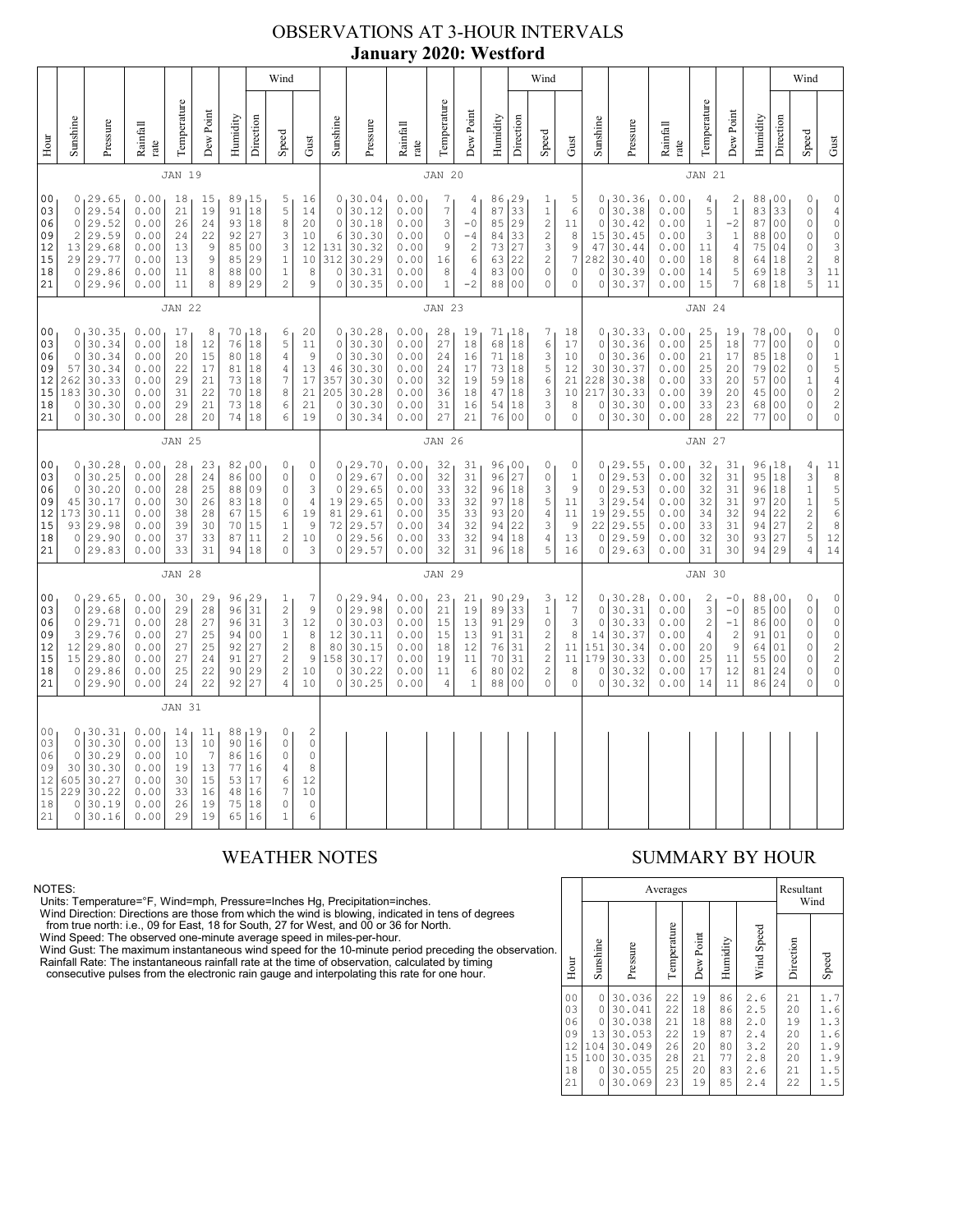# OBSERVATIONS AT 3-HOUR INTERVALS
## January 2020: Westford

### JAN 19

| Hour | Sunshine | Pressure | Rainfall rate | Temperature | Dew Point | Humidity | Wind Direction | Wind Speed | Wind Gust |
|---|---|---|---|---|---|---|---|---|---|
| 00 | 0 | 29.65 | 0.00 | 18 | 15 | 89 | 15 | 5 | 16 |
| 03 | 0 | 29.54 | 0.00 | 21 | 19 | 91 | 18 | 5 | 14 |
| 06 | 0 | 29.52 | 0.00 | 26 | 24 | 93 | 18 | 8 | 20 |
| 09 | 2 | 29.59 | 0.00 | 24 | 22 | 92 | 27 | 3 | 10 |
| 12 | 13 | 29.68 | 0.00 | 13 | 9 | 85 | 00 | 3 | 12 |
| 15 | 29 | 29.77 | 0.00 | 13 | 9 | 85 | 29 | 1 | 10 |
| 18 | 0 | 29.86 | 0.00 | 11 | 8 | 88 | 00 | 1 | 8 |
| 21 | 0 | 29.96 | 0.00 | 11 | 8 | 89 | 29 | 2 | 9 |

### JAN 20

| Hour | Sunshine | Pressure | Rainfall rate | Temperature | Dew Point | Humidity | Wind Direction | Wind Speed | Wind Gust |
|---|---|---|---|---|---|---|---|---|---|
| 00 | 0 | 30.04 | 0.00 | 7 | 4 | 86 | 29 | 1 | 5 |
| 03 | 0 | 30.12 | 0.00 | 7 | 4 | 87 | 33 | 1 | 6 |
| 06 | 0 | 30.18 | 0.00 | 3 | -0 | 85 | 29 | 2 | 11 |
| 09 | 6 | 30.30 | 0.00 | 0 | -4 | 84 | 33 | 2 | 8 |
| 12 | 131 | 30.32 | 0.00 | 9 | 2 | 73 | 27 | 3 | 9 |
| 15 | 312 | 30.29 | 0.00 | 16 | 6 | 63 | 22 | 2 | 7 |
| 18 | 0 | 30.31 | 0.00 | 8 | 4 | 83 | 00 | 0 | 0 |
| 21 | 0 | 30.35 | 0.00 | 1 | -2 | 88 | 00 | 0 | 0 |

### JAN 21

| Hour | Sunshine | Pressure | Rainfall rate | Temperature | Dew Point | Humidity | Wind Direction | Wind Speed | Wind Gust |
|---|---|---|---|---|---|---|---|---|---|
| 00 | 0 | 30.36 | 0.00 | 4 | 2 | 88 | 00 | 0 | 0 |
| 03 | 0 | 30.38 | 0.00 | 5 | 1 | 83 | 33 | 0 | 4 |
| 06 | 0 | 30.42 | 0.00 | 1 | -2 | 87 | 00 | 0 | 0 |
| 09 | 15 | 30.45 | 0.00 | 3 | 1 | 88 | 00 | 0 | 0 |
| 12 | 47 | 30.44 | 0.00 | 11 | 4 | 75 | 04 | 0 | 3 |
| 15 | 282 | 30.40 | 0.00 | 18 | 8 | 64 | 18 | 2 | 8 |
| 18 | 0 | 30.39 | 0.00 | 14 | 5 | 69 | 18 | 3 | 11 |
| 21 | 0 | 30.37 | 0.00 | 15 | 7 | 68 | 18 | 5 | 11 |

### JAN 22

| Hour | Sunshine | Pressure | Rainfall rate | Temperature | Dew Point | Humidity | Wind Direction | Wind Speed | Wind Gust |
|---|---|---|---|---|---|---|---|---|---|
| 00 | 0 | 30.35 | 0.00 | 17 | 8 | 70 | 18 | 6 | 20 |
| 03 | 0 | 30.34 | 0.00 | 18 | 12 | 76 | 18 | 5 | 11 |
| 06 | 0 | 30.34 | 0.00 | 20 | 15 | 80 | 18 | 4 | 9 |
| 09 | 57 | 30.34 | 0.00 | 22 | 17 | 81 | 18 | 4 | 13 |
| 12 | 262 | 30.33 | 0.00 | 29 | 21 | 73 | 18 | 7 | 17 |
| 15 | 183 | 30.30 | 0.00 | 31 | 22 | 70 | 18 | 8 | 21 |
| 18 | 0 | 30.30 | 0.00 | 29 | 21 | 73 | 18 | 6 | 21 |
| 21 | 0 | 30.30 | 0.00 | 28 | 20 | 74 | 18 | 6 | 19 |

### JAN 23

| Hour | Sunshine | Pressure | Rainfall rate | Temperature | Dew Point | Humidity | Wind Direction | Wind Speed | Wind Gust |
|---|---|---|---|---|---|---|---|---|---|
| 00 | 0 | 30.28 | 0.00 | 28 | 19 | 71 | 18 | 7 | 18 |
| 03 | 0 | 30.30 | 0.00 | 27 | 18 | 68 | 18 | 6 | 17 |
| 06 | 0 | 30.30 | 0.00 | 24 | 16 | 71 | 18 | 3 | 10 |
| 09 | 46 | 30.30 | 0.00 | 24 | 17 | 73 | 18 | 5 | 12 |
| 12 | 357 | 30.30 | 0.00 | 32 | 19 | 59 | 18 | 6 | 21 |
| 15 | 205 | 30.28 | 0.00 | 36 | 18 | 47 | 18 | 3 | 10 |
| 18 | 0 | 30.30 | 0.00 | 31 | 16 | 54 | 18 | 3 | 8 |
| 21 | 0 | 30.34 | 0.00 | 27 | 21 | 76 | 00 | 0 | 0 |

### JAN 24

| Hour | Sunshine | Pressure | Rainfall rate | Temperature | Dew Point | Humidity | Wind Direction | Wind Speed | Wind Gust |
|---|---|---|---|---|---|---|---|---|---|
| 00 | 0 | 30.33 | 0.00 | 25 | 19 | 78 | 00 | 0 | 0 |
| 03 | 0 | 30.36 | 0.00 | 25 | 18 | 77 | 00 | 0 | 0 |
| 06 | 0 | 30.36 | 0.00 | 21 | 17 | 85 | 18 | 0 | 1 |
| 09 | 30 | 30.37 | 0.00 | 25 | 20 | 79 | 02 | 0 | 5 |
| 12 | 228 | 30.38 | 0.00 | 33 | 20 | 57 | 00 | 1 | 4 |
| 15 | 217 | 30.33 | 0.00 | 39 | 20 | 45 | 00 | 0 | 2 |
| 18 | 0 | 30.30 | 0.00 | 33 | 23 | 68 | 00 | 0 | 2 |
| 21 | 0 | 30.30 | 0.00 | 28 | 22 | 77 | 00 | 0 | 0 |

### JAN 25

| Hour | Sunshine | Pressure | Rainfall rate | Temperature | Dew Point | Humidity | Wind Direction | Wind Speed | Wind Gust |
|---|---|---|---|---|---|---|---|---|---|
| 00 | 0 | 30.28 | 0.00 | 28 | 23 | 82 | 00 | 0 | 0 |
| 03 | 0 | 30.25 | 0.00 | 28 | 24 | 86 | 00 | 0 | 0 |
| 06 | 0 | 30.20 | 0.00 | 28 | 25 | 88 | 09 | 0 | 3 |
| 09 | 45 | 30.17 | 0.00 | 30 | 26 | 83 | 18 | 0 | 4 |
| 12 | 173 | 30.11 | 0.00 | 38 | 28 | 67 | 15 | 6 | 19 |
| 15 | 93 | 29.98 | 0.00 | 39 | 30 | 70 | 15 | 1 | 9 |
| 18 | 0 | 29.90 | 0.00 | 37 | 33 | 87 | 11 | 2 | 10 |
| 21 | 0 | 29.83 | 0.00 | 33 | 31 | 94 | 18 | 0 | 3 |

### JAN 26

| Hour | Sunshine | Pressure | Rainfall rate | Temperature | Dew Point | Humidity | Wind Direction | Wind Speed | Wind Gust |
|---|---|---|---|---|---|---|---|---|---|
| 00 | 0 | 29.70 | 0.00 | 32 | 31 | 96 | 00 | 0 | 0 |
| 03 | 0 | 29.67 | 0.00 | 32 | 31 | 96 | 27 | 0 | 1 |
| 06 | 0 | 29.65 | 0.00 | 33 | 32 | 96 | 18 | 3 | 9 |
| 09 | 19 | 29.65 | 0.00 | 33 | 32 | 97 | 18 | 5 | 11 |
| 12 | 81 | 29.61 | 0.00 | 35 | 33 | 93 | 20 | 4 | 11 |
| 15 | 72 | 29.57 | 0.00 | 34 | 32 | 94 | 22 | 3 | 9 |
| 18 | 0 | 29.56 | 0.00 | 33 | 32 | 94 | 18 | 4 | 13 |
| 21 | 0 | 29.57 | 0.00 | 32 | 31 | 96 | 18 | 5 | 16 |

### JAN 27

| Hour | Sunshine | Pressure | Rainfall rate | Temperature | Dew Point | Humidity | Wind Direction | Wind Speed | Wind Gust |
|---|---|---|---|---|---|---|---|---|---|
| 00 | 0 | 29.55 | 0.00 | 32 | 31 | 96 | 18 | 4 | 11 |
| 03 | 0 | 29.53 | 0.00 | 32 | 31 | 95 | 18 | 3 | 8 |
| 06 | 0 | 29.53 | 0.00 | 32 | 31 | 96 | 18 | 1 | 5 |
| 09 | 3 | 29.54 | 0.00 | 32 | 31 | 97 | 20 | 1 | 5 |
| 12 | 19 | 29.55 | 0.00 | 34 | 32 | 94 | 22 | 2 | 6 |
| 15 | 22 | 29.55 | 0.00 | 33 | 31 | 94 | 27 | 2 | 8 |
| 18 | 0 | 29.59 | 0.00 | 32 | 30 | 93 | 27 | 5 | 12 |
| 21 | 0 | 29.63 | 0.00 | 31 | 30 | 94 | 29 | 4 | 14 |

### JAN 28

| Hour | Sunshine | Pressure | Rainfall rate | Temperature | Dew Point | Humidity | Wind Direction | Wind Speed | Wind Gust |
|---|---|---|---|---|---|---|---|---|---|
| 00 | 0 | 29.65 | 0.00 | 30 | 29 | 96 | 29 | 1 | 7 |
| 03 | 0 | 29.68 | 0.00 | 29 | 28 | 96 | 31 | 2 | 9 |
| 06 | 0 | 29.71 | 0.00 | 28 | 27 | 96 | 31 | 3 | 12 |
| 09 | 3 | 29.76 | 0.00 | 27 | 25 | 94 | 00 | 1 | 8 |
| 12 | 12 | 29.80 | 0.00 | 27 | 25 | 92 | 27 | 2 | 8 |
| 15 | 15 | 29.80 | 0.00 | 27 | 24 | 91 | 27 | 2 | 9 |
| 18 | 0 | 29.86 | 0.00 | 25 | 22 | 90 | 29 | 2 | 10 |
| 21 | 0 | 29.90 | 0.00 | 24 | 22 | 92 | 27 | 4 | 10 |

### JAN 29

| Hour | Sunshine | Pressure | Rainfall rate | Temperature | Dew Point | Humidity | Wind Direction | Wind Speed | Wind Gust |
|---|---|---|---|---|---|---|---|---|---|
| 00 | 0 | 29.94 | 0.00 | 23 | 21 | 90 | 29 | 3 | 12 |
| 03 | 0 | 29.98 | 0.00 | 21 | 19 | 89 | 33 | 1 | 7 |
| 06 | 0 | 30.03 | 0.00 | 15 | 13 | 91 | 29 | 0 | 3 |
| 09 | 12 | 30.11 | 0.00 | 15 | 13 | 91 | 31 | 2 | 8 |
| 12 | 80 | 30.15 | 0.00 | 18 | 12 | 76 | 31 | 2 | 11 |
| 15 | 158 | 30.17 | 0.00 | 19 | 11 | 70 | 31 | 2 | 11 |
| 18 | 0 | 30.22 | 0.00 | 11 | 6 | 80 | 02 | 2 | 8 |
| 21 | 0 | 30.25 | 0.00 | 4 | 1 | 88 | 00 | 0 | 0 |

### JAN 30

| Hour | Sunshine | Pressure | Rainfall rate | Temperature | Dew Point | Humidity | Wind Direction | Wind Speed | Wind Gust |
|---|---|---|---|---|---|---|---|---|---|
| 00 | 0 | 30.28 | 0.00 | 2 | -0 | 88 | 00 | 0 | 0 |
| 03 | 0 | 30.31 | 0.00 | 3 | -0 | 85 | 00 | 0 | 0 |
| 06 | 0 | 30.33 | 0.00 | 2 | -1 | 86 | 00 | 0 | 0 |
| 09 | 14 | 30.37 | 0.00 | 4 | 2 | 91 | 01 | 0 | 0 |
| 12 | 151 | 30.34 | 0.00 | 20 | 9 | 64 | 01 | 0 | 2 |
| 15 | 179 | 30.33 | 0.00 | 25 | 11 | 55 | 00 | 0 | 2 |
| 18 | 0 | 30.32 | 0.00 | 17 | 12 | 81 | 24 | 0 | 0 |
| 21 | 0 | 30.32 | 0.00 | 14 | 11 | 86 | 24 | 0 | 0 |

### JAN 31

| Hour | Sunshine | Pressure | Rainfall rate | Temperature | Dew Point | Humidity | Wind Direction | Wind Speed | Wind Gust |
|---|---|---|---|---|---|---|---|---|---|
| 00 | 0 | 30.31 | 0.00 | 14 | 11 | 88 | 19 | 0 | 2 |
| 03 | 0 | 30.30 | 0.00 | 13 | 10 | 90 | 16 | 0 | 0 |
| 06 | 0 | 30.29 | 0.00 | 10 | 7 | 86 | 16 | 0 | 0 |
| 09 | 30 | 30.30 | 0.00 | 19 | 13 | 77 | 16 | 4 | 8 |
| 12 | 605 | 30.27 | 0.00 | 30 | 15 | 53 | 17 | 6 | 12 |
| 15 | 229 | 30.22 | 0.00 | 33 | 16 | 48 | 16 | 7 | 10 |
| 18 | 0 | 30.19 | 0.00 | 26 | 19 | 75 | 18 | 0 | 0 |
| 21 | 0 | 30.16 | 0.00 | 29 | 19 | 65 | 16 | 1 | 6 |

## WEATHER NOTES

NOTES:
Units: Temperature=°F, Wind=mph, Pressure=Inches Hg, Precipitation=inches.
Wind Direction: Directions are those from which the wind is blowing, indicated in tens of degrees from true north: i.e., 09 for East, 18 for South, 27 for West, and 00 or 36 for North.
Wind Speed: The observed one-minute average speed in miles-per-hour.
Wind Gust: The maximum instantaneous wind speed for the 10-minute period preceding the observation.
Rainfall Rate: The instantaneous rainfall rate at the time of observation, calculated by timing consecutive pulses from the electronic rain gauge and interpolating this rate for one hour.

## SUMMARY BY HOUR

| Hour | Averages | | | | | | Resultant Wind | |
|---|---|---|---|---|---|---|---|---|
| | Sunshine | Pressure | Temperature | Dew Point | Humidity | Wind Speed | Direction | Speed |
| 00 | 0 | 30.036 | 22 | 19 | 86 | 2.6 | 21 | 1.7 |
| 03 | 0 | 30.041 | 22 | 18 | 86 | 2.5 | 20 | 1.6 |
| 06 | 0 | 30.038 | 21 | 18 | 88 | 2.0 | 19 | 1.3 |
| 09 | 13 | 30.053 | 22 | 19 | 87 | 2.4 | 20 | 1.6 |
| 12 | 104 | 30.049 | 26 | 20 | 80 | 3.2 | 20 | 1.9 |
| 15 | 100 | 30.035 | 28 | 21 | 77 | 2.8 | 20 | 1.9 |
| 18 | 0 | 30.055 | 25 | 20 | 83 | 2.6 | 21 | 1.5 |
| 21 | 0 | 30.069 | 23 | 19 | 85 | 2.4 | 22 | 1.5 |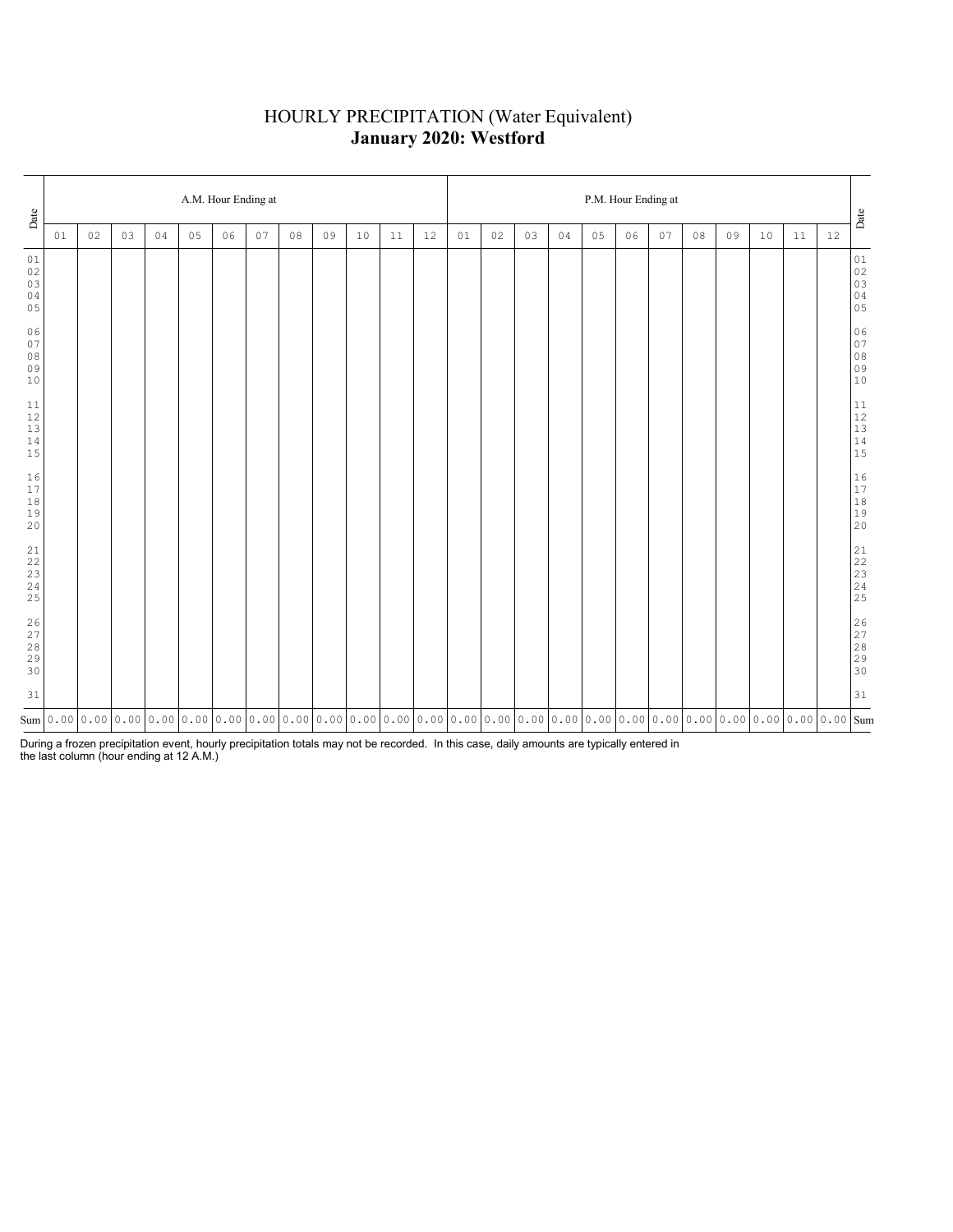# HOURLY PRECIPITATION (Water Equivalent)

## January 2020: Westford

| Date | A.M. Hour Ending at | | | | | | | | | | | | P.M. Hour Ending at | | | | | | | | | | | | Date |
|---|---|---|---|---|---|---|---|---|---|---|---|---|---|---|---|---|---|---|---|---|---|---|---|---|---|
| | 01 | 02 | 03 | 04 | 05 | 06 | 07 | 08 | 09 | 10 | 11 | 12 | 01 | 02 | 03 | 04 | 05 | 06 | 07 | 08 | 09 | 10 | 11 | 12 | |
| 01 | | | | | | | | | | | | | | | | | | | | | | | | | 01 |
| 02 | | | | | | | | | | | | | | | | | | | | | | | | | 02 |
| 03 | | | | | | | | | | | | | | | | | | | | | | | | | 03 |
| 04 | | | | | | | | | | | | | | | | | | | | | | | | | 04 |
| 05 | | | | | | | | | | | | | | | | | | | | | | | | | 05 |
| 06 | | | | | | | | | | | | | | | | | | | | | | | | | 06 |
| 07 | | | | | | | | | | | | | | | | | | | | | | | | | 07 |
| 08 | | | | | | | | | | | | | | | | | | | | | | | | | 08 |
| 09 | | | | | | | | | | | | | | | | | | | | | | | | | 09 |
| 10 | | | | | | | | | | | | | | | | | | | | | | | | | 10 |
| 11 | | | | | | | | | | | | | | | | | | | | | | | | | 11 |
| 12 | | | | | | | | | | | | | | | | | | | | | | | | | 12 |
| 13 | | | | | | | | | | | | | | | | | | | | | | | | | 13 |
| 14 | | | | | | | | | | | | | | | | | | | | | | | | | 14 |
| 15 | | | | | | | | | | | | | | | | | | | | | | | | | 15 |
| 16 | | | | | | | | | | | | | | | | | | | | | | | | | 16 |
| 17 | | | | | | | | | | | | | | | | | | | | | | | | | 17 |
| 18 | | | | | | | | | | | | | | | | | | | | | | | | | 18 |
| 19 | | | | | | | | | | | | | | | | | | | | | | | | | 19 |
| 20 | | | | | | | | | | | | | | | | | | | | | | | | | 20 |
| 21 | | | | | | | | | | | | | | | | | | | | | | | | | 21 |
| 22 | | | | | | | | | | | | | | | | | | | | | | | | | 22 |
| 23 | | | | | | | | | | | | | | | | | | | | | | | | | 23 |
| 24 | | | | | | | | | | | | | | | | | | | | | | | | | 24 |
| 25 | | | | | | | | | | | | | | | | | | | | | | | | | 25 |
| 26 | | | | | | | | | | | | | | | | | | | | | | | | | 26 |
| 27 | | | | | | | | | | | | | | | | | | | | | | | | | 27 |
| 28 | | | | | | | | | | | | | | | | | | | | | | | | | 28 |
| 29 | | | | | | | | | | | | | | | | | | | | | | | | | 29 |
| 30 | | | | | | | | | | | | | | | | | | | | | | | | | 30 |
| 31 | | | | | | | | | | | | | | | | | | | | | | | | | 31 |
| Sum | 0.00 | 0.00 | 0.00 | 0.00 | 0.00 | 0.00 | 0.00 | 0.00 | 0.00 | 0.00 | 0.00 | 0.00 | 0.00 | 0.00 | 0.00 | 0.00 | 0.00 | 0.00 | 0.00 | 0.00 | 0.00 | 0.00 | 0.00 | 0.00 | Sum |

During a frozen precipitation event, hourly precipitation totals may not be recorded. In this case, daily amounts are typically entered in the last column (hour ending at 12 A.M.)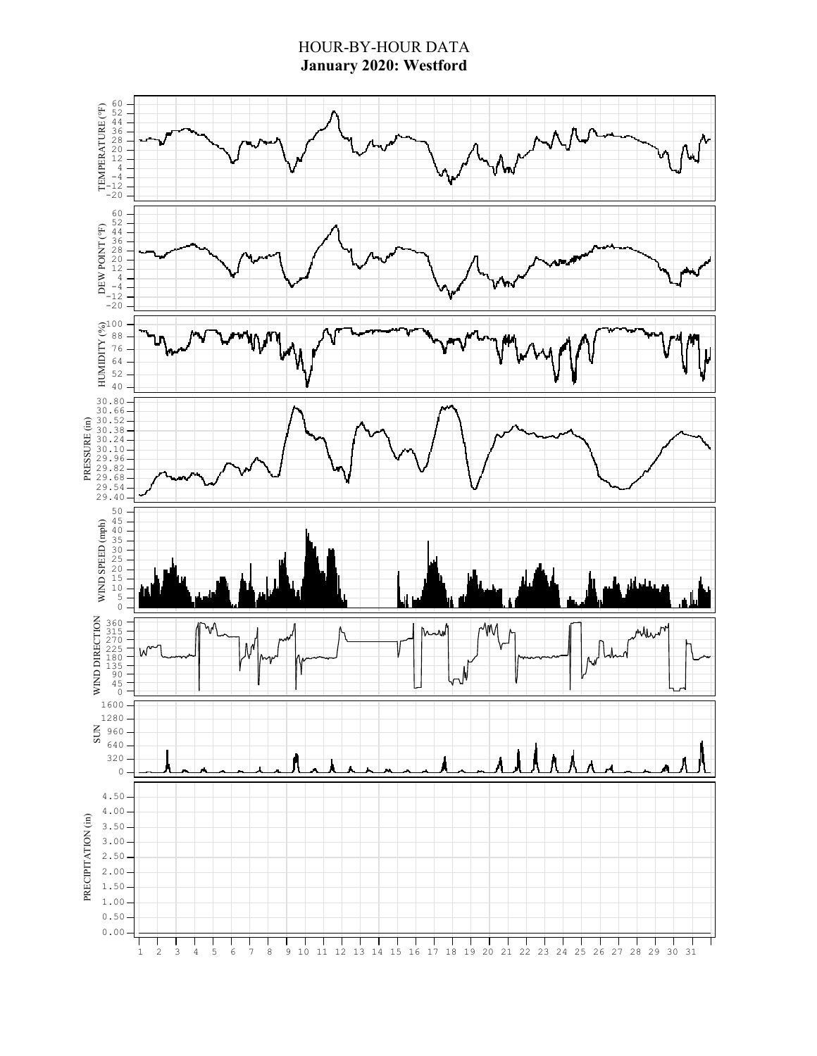# HOUR-BY-HOUR DATA

## January 2020: Westford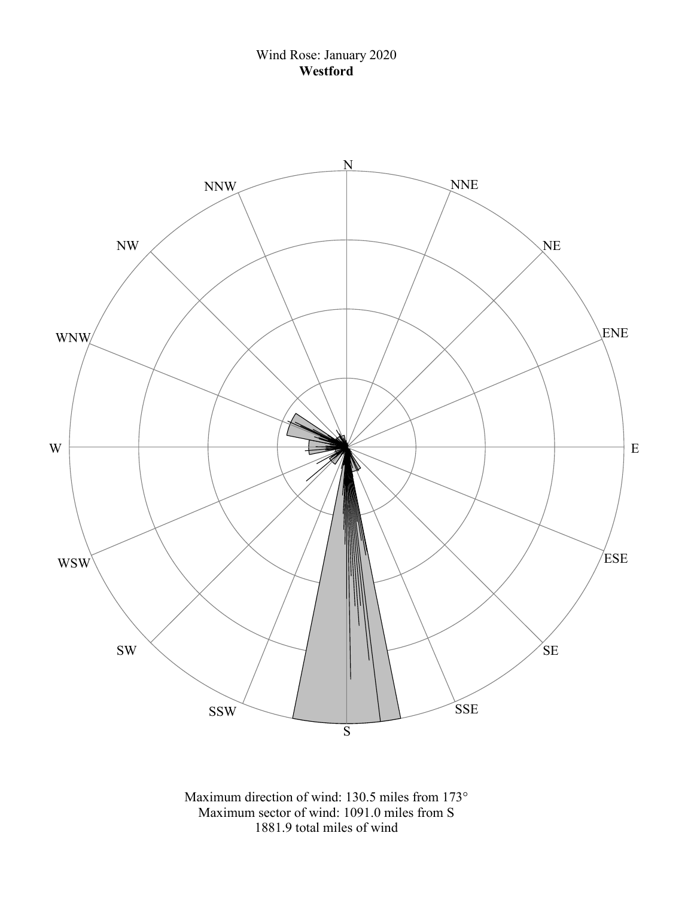Wind Rose: January 2020

**Westford**

N

NNE

NE

ENE

E

ESE

SE

SSE

S

SSW

SW

WSW

W

WNW

NW

NNW

Maximum direction of wind: 130.5 miles from 173°

Maximum sector of wind: 1091.0 miles from S

1881.9 total miles of wind